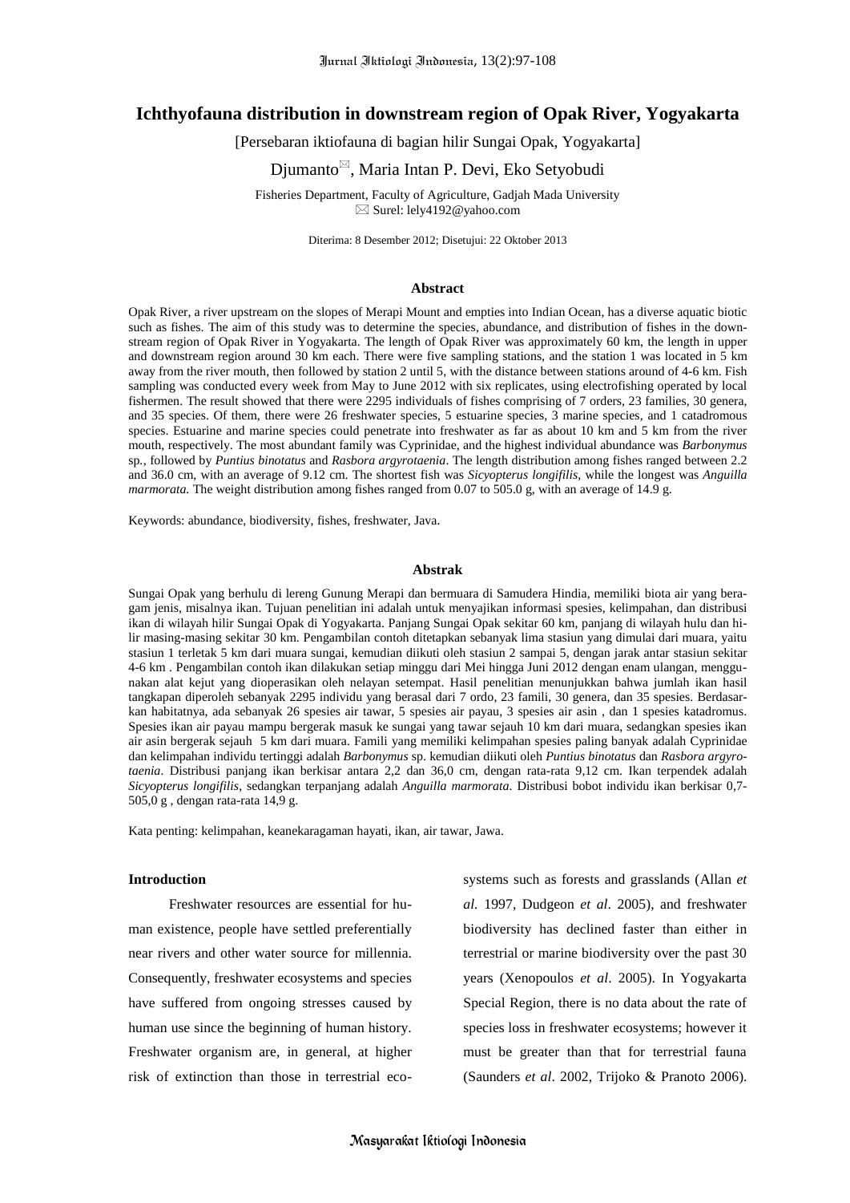# Ichthyofauna distribution in downstream region of Opak River, Yogyakarta

[Persebaran iktiofauna di bagian hilir Sungai Opak, Yogyakarta]

Djumanto✉, Maria Intan P. Devi, Eko Setyobudi

Fisheries Department, Faculty of Agriculture, Gadjah Mada University
✉ Surel: lely4192@yahoo.com

Diterima: 8 Desember 2012; Disetujui: 22 Oktober 2013

## Abstract

Opak River, a river upstream on the slopes of Merapi Mount and empties into Indian Ocean, has a diverse aquatic biotic such as fishes. The aim of this study was to determine the species, abundance, and distribution of fishes in the downstream region of Opak River in Yogyakarta. The length of Opak River was approximately 60 km, the length in upper and downstream region around 30 km each. There were five sampling stations, and the station 1 was located in 5 km away from the river mouth, then followed by station 2 until 5, with the distance between stations around of 4-6 km. Fish sampling was conducted every week from May to June 2012 with six replicates, using electrofishing operated by local fishermen. The result showed that there were 2295 individuals of fishes comprising of 7 orders, 23 families, 30 genera, and 35 species. Of them, there were 26 freshwater species, 5 estuarine species, 3 marine species, and 1 catadromous species. Estuarine and marine species could penetrate into freshwater as far as about 10 km and 5 km from the river mouth, respectively. The most abundant family was Cyprinidae, and the highest individual abundance was *Barbonymus* sp., followed by *Puntius binotatus* and *Rasbora argyrotaenia*. The length distribution among fishes ranged between 2.2 and 36.0 cm, with an average of 9.12 cm. The shortest fish was *Sicyopterus longifilis*, while the longest was *Anguilla marmorata.* The weight distribution among fishes ranged from 0.07 to 505.0 g, with an average of 14.9 g.

Keywords: abundance, biodiversity, fishes, freshwater, Java.

## Abstrak

Sungai Opak yang berhulu di lereng Gunung Merapi dan bermuara di Samudera Hindia, memiliki biota air yang beragam jenis, misalnya ikan. Tujuan penelitian ini adalah untuk menyajikan informasi spesies, kelimpahan, dan distribusi ikan di wilayah hilir Sungai Opak di Yogyakarta. Panjang Sungai Opak sekitar 60 km, panjang di wilayah hulu dan hilir masing-masing sekitar 30 km. Pengambilan contoh ditetapkan sebanyak lima stasiun yang dimulai dari muara, yaitu stasiun 1 terletak 5 km dari muara sungai, kemudian diikuti oleh stasiun 2 sampai 5, dengan jarak antar stasiun sekitar 4-6 km . Pengambilan contoh ikan dilakukan setiap minggu dari Mei hingga Juni 2012 dengan enam ulangan, menggunakan alat kejut yang dioperasikan oleh nelayan setempat. Hasil penelitian menunjukkan bahwa jumlah ikan hasil tangkapan diperoleh sebanyak 2295 individu yang berasal dari 7 ordo, 23 famili, 30 genera, dan 35 spesies. Berdasarkan habitatnya, ada sebanyak 26 spesies air tawar, 5 spesies air payau, 3 spesies air asin , dan 1 spesies katadromus. Spesies ikan air payau mampu bergerak masuk ke sungai yang tawar sejauh 10 km dari muara, sedangkan spesies ikan air asin bergerak sejauh 5 km dari muara. Famili yang memiliki kelimpahan spesies paling banyak adalah Cyprinidae dan kelimpahan individu tertinggi adalah *Barbonymus* sp. kemudian diikuti oleh *Puntius binotatus* dan *Rasbora argyrotaenia*. Distribusi panjang ikan berkisar antara 2,2 dan 36,0 cm, dengan rata-rata 9,12 cm. Ikan terpendek adalah *Sicyopterus longifilis*, sedangkan terpanjang adalah *Anguilla marmorata*. Distribusi bobot individu ikan berkisar 0,7-505,0 g , dengan rata-rata 14,9 g.

Kata penting: kelimpahan, keanekaragaman hayati, ikan, air tawar, Jawa.

## Introduction

Freshwater resources are essential for human existence, people have settled preferentially near rivers and other water source for millennia. Consequently, freshwater ecosystems and species have suffered from ongoing stresses caused by human use since the beginning of human history. Freshwater organism are, in general, at higher risk of extinction than those in terrestrial ecosystems such as forests and grasslands (Allan *et al.* 1997, Dudgeon *et al*. 2005), and freshwater biodiversity has declined faster than either in terrestrial or marine biodiversity over the past 30 years (Xenopoulos *et al*. 2005). In Yogyakarta Special Region, there is no data about the rate of species loss in freshwater ecosystems; however it must be greater than that for terrestrial fauna (Saunders *et al*. 2002, Trijoko & Pranoto 2006).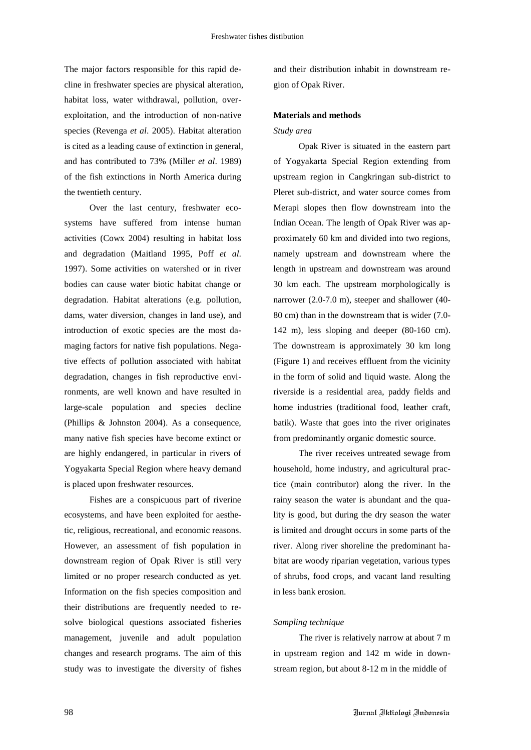The major factors responsible for this rapid decline in freshwater species are physical alteration, habitat loss, water withdrawal, pollution, overexploitation, and the introduction of non-native species (Revenga *et al*. 2005). Habitat alteration is cited as a leading cause of extinction in general, and has contributed to 73% (Miller *et al*. 1989) of the fish extinctions in North America during the twentieth century.

Over the last century, freshwater ecosystems have suffered from intense human activities (Cowx 2004) resulting in habitat loss and degradation (Maitland 1995, Poff *et al*. 1997). Some activities on watershed or in river bodies can cause water biotic habitat change or degradation. Habitat alterations (e.g. pollution, dams, water diversion, changes in land use), and introduction of exotic species are the most damaging factors for native fish populations. Negative effects of pollution associated with habitat degradation, changes in fish reproductive environments, are well known and have resulted in large-scale population and species decline (Phillips & Johnston 2004). As a consequence, many native fish species have become extinct or are highly endangered, in particular in rivers of Yogyakarta Special Region where heavy demand is placed upon freshwater resources.

Fishes are a conspicuous part of riverine ecosystems, and have been exploited for aesthetic, religious, recreational, and economic reasons. However, an assessment of fish population in downstream region of Opak River is still very limited or no proper research conducted as yet. Information on the fish species composition and their distributions are frequently needed to resolve biological questions associated fisheries management, juvenile and adult population changes and research programs. The aim of this study was to investigate the diversity of fishes and their distribution inhabit in downstream region of Opak River.

**Materials and methods**

*Study area*

Opak River is situated in the eastern part of Yogyakarta Special Region extending from upstream region in Cangkringan sub-district to Pleret sub-district, and water source comes from Merapi slopes then flow downstream into the Indian Ocean. The length of Opak River was approximately 60 km and divided into two regions, namely upstream and downstream where the length in upstream and downstream was around 30 km each. The upstream morphologically is narrower (2.0-7.0 m), steeper and shallower (40-80 cm) than in the downstream that is wider (7.0-142 m), less sloping and deeper (80-160 cm). The downstream is approximately 30 km long (Figure 1) and receives effluent from the vicinity in the form of solid and liquid waste. Along the riverside is a residential area, paddy fields and home industries (traditional food, leather craft, batik). Waste that goes into the river originates from predominantly organic domestic source.

The river receives untreated sewage from household, home industry, and agricultural practice (main contributor) along the river. In the rainy season the water is abundant and the quality is good, but during the dry season the water is limited and drought occurs in some parts of the river. Along river shoreline the predominant habitat are woody riparian vegetation, various types of shrubs, food crops, and vacant land resulting in less bank erosion.

*Sampling technique*

The river is relatively narrow at about 7 m in upstream region and 142 m wide in downstream region, but about 8-12 m in the middle of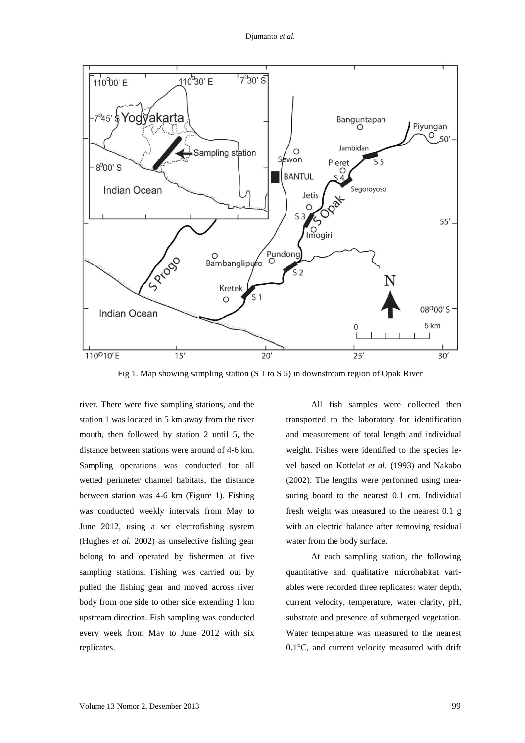Fig 1. Map showing sampling station (S 1 to S 5) in downstream region of Opak River

river. There were five sampling stations, and the station 1 was located in 5 km away from the river mouth, then followed by station 2 until 5, the distance between stations were around of 4-6 km. Sampling operations was conducted for all wetted perimeter channel habitats, the distance between station was 4-6 km (Figure 1). Fishing was conducted weekly intervals from May to June 2012, using a set electrofishing system (Hughes *et al.* 2002) as unselective fishing gear belong to and operated by fishermen at five sampling stations. Fishing was carried out by pulled the fishing gear and moved across river body from one side to other side extending 1 km upstream direction. Fish sampling was conducted every week from May to June 2012 with six replicates.

All fish samples were collected then transported to the laboratory for identification and measurement of total length and individual weight. Fishes were identified to the species level based on Kottelat *et al*. (1993) and Nakabo (2002). The lengths were performed using measuring board to the nearest 0.1 cm. Individual fresh weight was measured to the nearest 0.1 g with an electric balance after removing residual water from the body surface.

At each sampling station, the following quantitative and qualitative microhabitat variables were recorded three replicates: water depth, current velocity, temperature, water clarity, pH, substrate and presence of submerged vegetation. Water temperature was measured to the nearest 0.1°C, and current velocity measured with drift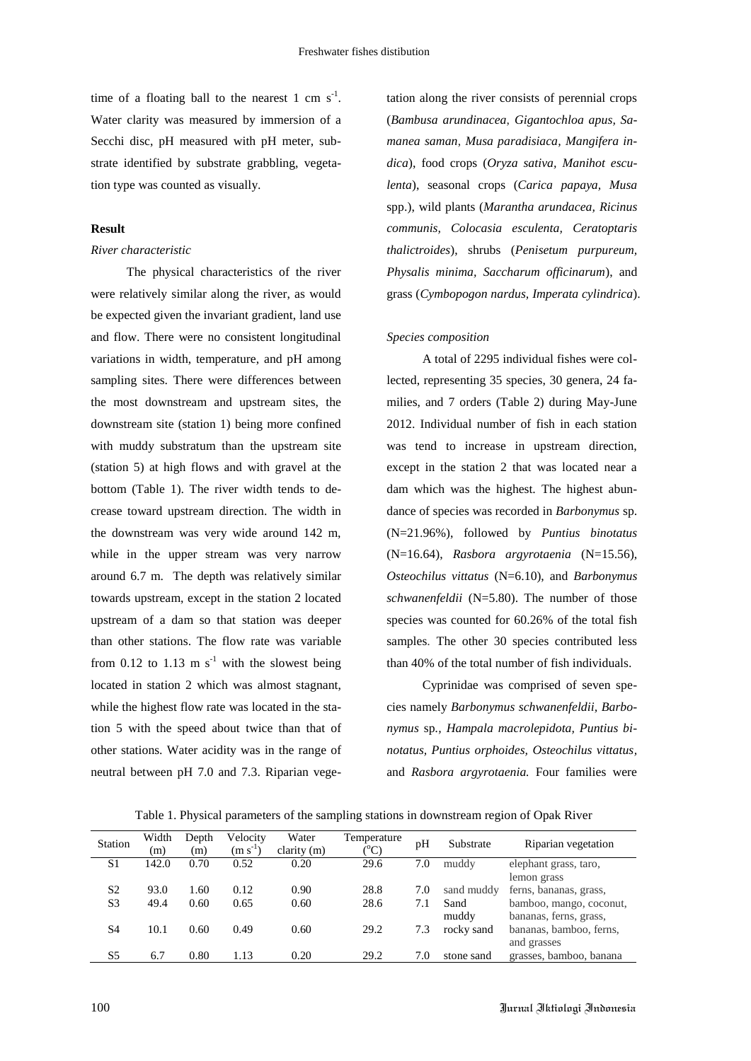time of a floating ball to the nearest 1 cm $s^{-1}$. Water clarity was measured by immersion of a Secchi disc, pH measured with pH meter, substrate identified by substrate grabbling, vegetation type was counted as visually.

**Result**

*River characteristic*

The physical characteristics of the river were relatively similar along the river, as would be expected given the invariant gradient, land use and flow. There were no consistent longitudinal variations in width, temperature, and pH among sampling sites. There were differences between the most downstream and upstream sites, the downstream site (station 1) being more confined with muddy substratum than the upstream site (station 5) at high flows and with gravel at the bottom (Table 1). The river width tends to decrease toward upstream direction. The width in the downstream was very wide around 142 m, while in the upper stream was very narrow around 6.7 m. The depth was relatively similar towards upstream, except in the station 2 located upstream of a dam so that station was deeper than other stations. The flow rate was variable from 0.12 to 1.13 m $s^{-1}$ with the slowest being located in station 2 which was almost stagnant, while the highest flow rate was located in the station 5 with the speed about twice than that of other stations. Water acidity was in the range of neutral between pH 7.0 and 7.3. Riparian vegetation along the river consists of perennial crops (*Bambusa arundinacea, Gigantochloa apus, Samanea saman, Musa paradisiaca, Mangifera indica*), food crops (*Oryza sativa, Manihot esculenta*), seasonal crops (*Carica papaya, Musa* spp.), wild plants (*Marantha arundacea, Ricinus communis, Colocasia esculenta, Ceratoptaris thalictroides*), shrubs (*Penisetum purpureum, Physalis minima, Saccharum officinarum*), and grass (*Cymbopogon nardus, Imperata cylindrica*).

*Species composition*

A total of 2295 individual fishes were collected, representing 35 species, 30 genera, 24 families, and 7 orders (Table 2) during May-June 2012. Individual number of fish in each station was tend to increase in upstream direction, except in the station 2 that was located near a dam which was the highest. The highest abundance of species was recorded in *Barbonymus* sp. (N=21.96%), followed by *Puntius binotatus* (N=16.64), *Rasbora argyrotaenia* (N=15.56), *Osteochilus vittatus* (N=6.10), and *Barbonymus schwanenfeldii* (N=5.80). The number of those species was counted for 60.26% of the total fish samples. The other 30 species contributed less than 40% of the total number of fish individuals.

Cyprinidae was comprised of seven species namely *Barbonymus schwanenfeldii, Barbonymus* sp.*, Hampala macrolepidota, Puntius binotatus, Puntius orphoides, Osteochilus vittatus,* and *Rasbora argyrotaenia.* Four families were

Table 1. Physical parameters of the sampling stations in downstream region of Opak River

| Station | Width (m) | Depth (m) | Velocity (m $s^{-1}$) | Water clarity (m) | Temperature (°C) | pH | Substrate | Riparian vegetation |
|---|---|---|---|---|---|---|---|---|
| S1 | 142.0 | 0.70 | 0.52 | 0.20 | 29.6 | 7.0 | muddy | elephant grass, taro, lemon grass |
| S2 | 93.0 | 1.60 | 0.12 | 0.90 | 28.8 | 7.0 | sand muddy | ferns, bananas, grass, |
| S3 | 49.4 | 0.60 | 0.65 | 0.60 | 28.6 | 7.1 | Sand muddy | bamboo, mango, coconut, bananas, ferns, grass, |
| S4 | 10.1 | 0.60 | 0.49 | 0.60 | 29.2 | 7.3 | rocky sand | bananas, bamboo, ferns, and grasses |
| S5 | 6.7 | 0.80 | 1.13 | 0.20 | 29.2 | 7.0 | stone sand | grasses, bamboo, banana |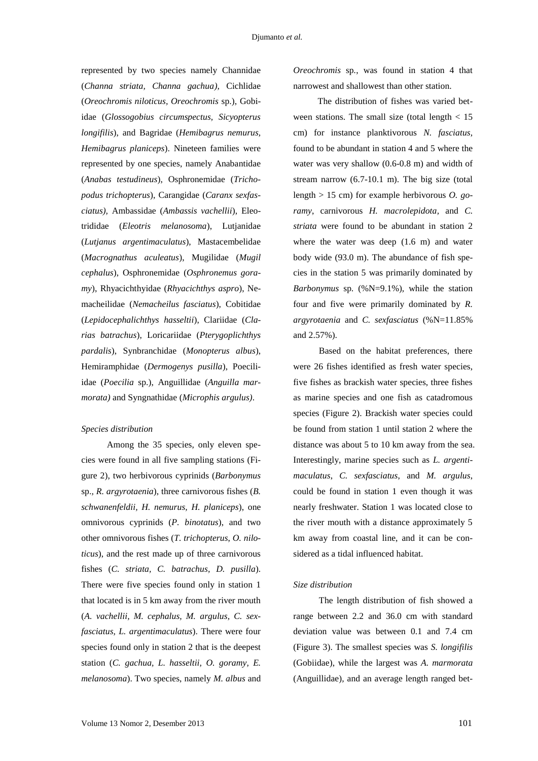represented by two species namely Channidae (*Channa striata, Channa gachua),* Cichlidae (*Oreochromis niloticus, Oreochromis* sp.), Gobiidae (*Glossogobius circumspectus, Sicyopterus longifilis*), and Bagridae (*Hemibagrus nemurus, Hemibagrus planiceps*). Nineteen families were represented by one species, namely Anabantidae (*Anabas testudineus*), Osphronemidae (*Trichopodus trichopterus*), Carangidae (*Caranx sexfasciatus),* Ambassidae (*Ambassis vachellii*), Eleotrididae (*Eleotris melanosoma*), Lutjanidae (*Lutjanus argentimaculatus*), Mastacembelidae (*Macrognathus aculeatus*), Mugilidae (*Mugil cephalus*), Osphronemidae (*Osphronemus goramy*), Rhyacichthyidae (*Rhyacichthys aspro*), Nemacheilidae (*Nemacheilus fasciatus*), Cobitidae (*Lepidocephalichthys hasseltii*), Clariidae (*Clarias batrachus*), Loricariidae (*Pterygoplichthys pardalis*), Synbranchidae (*Monopterus albus*), Hemiramphidae (*Dermogenys pusilla*), Poeciliidae (*Poecilia* sp.), Anguillidae (*Anguilla marmorata)* and Syngnathidae (*Microphis argulus)*.

*Species distribution*

Among the 35 species, only eleven species were found in all five sampling stations (Figure 2), two herbivorous cyprinids (*Barbonymus* sp.*, R. argyrotaenia*), three carnivorous fishes (*B. schwanenfeldii, H. nemurus, H. planiceps*), one omnivorous cyprinids (*P. binotatus*), and two other omnivorous fishes (*T. trichopterus*, *O. niloticus*), and the rest made up of three carnivorous fishes (*C. striata, C. batrachus, D. pusilla*). There were five species found only in station 1 that located is in 5 km away from the river mouth (*A. vachellii, M. cephalus, M. argulus, C. sexfasciatus, L. argentimaculatus*). There were four species found only in station 2 that is the deepest station (*C. gachua, L. hasseltii, O. goramy, E. melanosoma*). Two species, namely *M. albus* and *Oreochromis* sp., was found in station 4 that narrowest and shallowest than other station.

The distribution of fishes was varied between stations. The small size (total length < 15 cm) for instance planktivorous *N. fasciatus,* found to be abundant in station 4 and 5 where the water was very shallow (0.6-0.8 m) and width of stream narrow (6.7-10.1 m). The big size (total length > 15 cm) for example herbivorous *O. goramy*, carnivorous *H. macrolepidota*, and *C. striata* were found to be abundant in station 2 where the water was deep (1.6 m) and water body wide (93.0 m). The abundance of fish species in the station 5 was primarily dominated by *Barbonymus* sp*.* (%N=9.1%), while the station four and five were primarily dominated by *R. argyrotaenia* and *C. sexfasciatus* (%N=11.85% and 2.57%).

Based on the habitat preferences, there were 26 fishes identified as fresh water species, five fishes as brackish water species, three fishes as marine species and one fish as catadromous species (Figure 2). Brackish water species could be found from station 1 until station 2 where the distance was about 5 to 10 km away from the sea. Interestingly, marine species such as *L. argentimaculatus*, *C. sexfasciatus*, and *M. argulus*, could be found in station 1 even though it was nearly freshwater. Station 1 was located close to the river mouth with a distance approximately 5 km away from coastal line, and it can be considered as a tidal influenced habitat.

*Size distribution*

The length distribution of fish showed a range between 2.2 and 36.0 cm with standard deviation value was between 0.1 and 7.4 cm (Figure 3). The smallest species was *S. longifilis* (Gobiidae), while the largest was *A. marmorata* (Anguillidae), and an average length ranged bet-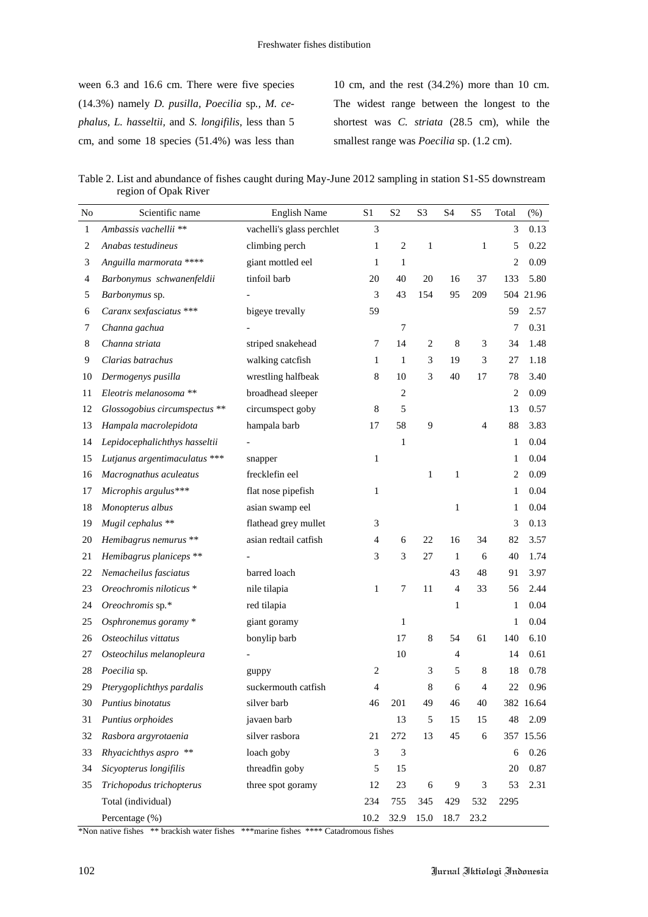ween 6.3 and 16.6 cm. There were five species (14.3%) namely *D. pusilla, Poecilia* sp.*, M. cephalus, L. hasseltii,* and *S. longifilis*, less than 5 cm, and some 18 species (51.4%) was less than 10 cm, and the rest (34.2%) more than 10 cm. The widest range between the longest to the shortest was *C. striata* (28.5 cm), while the smallest range was *Poecilia* sp. (1.2 cm).

Table 2. List and abundance of fishes caught during May-June 2012 sampling in station S1-S5 downstream region of Opak River

| No | Scientific name | English Name | S1 | S2 | S3 | S4 | S5 | Total | (%) |
|---|---|---|---|---|---|---|---|---|---|
| 1 | *Ambassis vachellii* ** | vachelli's glass perchlet | 3 | | | | | 3 | 0.13 |
| 2 | *Anabas testudineus* | climbing perch | 1 | 2 | 1 | | 1 | 5 | 0.22 |
| 3 | *Anguilla marmorata* **** | giant mottled eel | 1 | 1 | | | | 2 | 0.09 |
| 4 | *Barbonymus schwanenfeldii* | tinfoil barb | 20 | 40 | 20 | 16 | 37 | 133 | 5.80 |
| 5 | *Barbonymus* sp. | - | 3 | 43 | 154 | 95 | 209 | 504 | 21.96 |
| 6 | *Caranx sexfasciatus* *** | bigeye trevally | 59 | | | | | 59 | 2.57 |
| 7 | *Channa gachua* | - | | 7 | | | | 7 | 0.31 |
| 8 | *Channa striata* | striped snakehead | 7 | 14 | 2 | 8 | 3 | 34 | 1.48 |
| 9 | *Clarias batrachus* | walking catcfish | 1 | 1 | 3 | 19 | 3 | 27 | 1.18 |
| 10 | *Dermogenys pusilla* | wrestling halfbeak | 8 | 10 | 3 | 40 | 17 | 78 | 3.40 |
| 11 | *Eleotris melanosoma* ** | broadhead sleeper | | 2 | | | | 2 | 0.09 |
| 12 | *Glossogobius circumspectus* ** | circumspect goby | 8 | 5 | | | | 13 | 0.57 |
| 13 | *Hampala macrolepidota* | hampala barb | 17 | 58 | 9 | | 4 | 88 | 3.83 |
| 14 | *Lepidocephalichthys hasseltii* | - | | 1 | | | | 1 | 0.04 |
| 15 | *Lutjanus argentimaculatus* *** | snapper | 1 | | | | | 1 | 0.04 |
| 16 | *Macrognathus aculeatus* | frecklefin eel | | | 1 | 1 | | 2 | 0.09 |
| 17 | *Microphis argulus**** | flat nose pipefish | 1 | | | | | 1 | 0.04 |
| 18 | *Monopterus albus* | asian swamp eel | | | | 1 | | 1 | 0.04 |
| 19 | *Mugil cephalus* ** | flathead grey mullet | 3 | | | | | 3 | 0.13 |
| 20 | *Hemibagrus nemurus* ** | asian redtail catfish | 4 | 6 | 22 | 16 | 34 | 82 | 3.57 |
| 21 | *Hemibagrus planiceps* ** | - | 3 | 3 | 27 | 1 | 6 | 40 | 1.74 |
| 22 | *Nemacheilus fasciatus* | barred loach | | | | 43 | 48 | 91 | 3.97 |
| 23 | *Oreochromis niloticus* * | nile tilapia | 1 | 7 | 11 | 4 | 33 | 56 | 2.44 |
| 24 | *Oreochromis* sp.* | red tilapia | | | | 1 | | 1 | 0.04 |
| 25 | *Osphronemus goramy* * | giant goramy | | 1 | | | | 1 | 0.04 |
| 26 | *Osteochilus vittatus* | bonylip barb | | 17 | 8 | 54 | 61 | 140 | 6.10 |
| 27 | *Osteochilus melanopleura* | - | | 10 | | 4 | | 14 | 0.61 |
| 28 | *Poecilia* sp. | guppy | 2 | | 3 | 5 | 8 | 18 | 0.78 |
| 29 | *Pterygoplichthys pardalis* | suckermouth catfish | 4 | | 8 | 6 | 4 | 22 | 0.96 |
| 30 | *Puntius binotatus* | silver barb | 46 | 201 | 49 | 46 | 40 | 382 | 16.64 |
| 31 | *Puntius orphoides* | javaen barb | | 13 | 5 | 15 | 15 | 48 | 2.09 |
| 32 | *Rasbora argyrotaenia* | silver rasbora | 21 | 272 | 13 | 45 | 6 | 357 | 15.56 |
| 33 | *Rhyacichthys aspro* ** | loach goby | 3 | 3 | | | | 6 | 0.26 |
| 34 | *Sicyopterus longifilis* | threadfin goby | 5 | 15 | | | | 20 | 0.87 |
| 35 | *Trichopodus trichopterus* | three spot goramy | 12 | 23 | 6 | 9 | 3 | 53 | 2.31 |
| | Total (individual) | | 234 | 755 | 345 | 429 | 532 | 2295 | |
| | Percentage (%) | | 10.2 | 32.9 | 15.0 | 18.7 | 23.2 | | |

*Non native fishes ** brackish water fishes ***marine fishes **** Catadromous fishes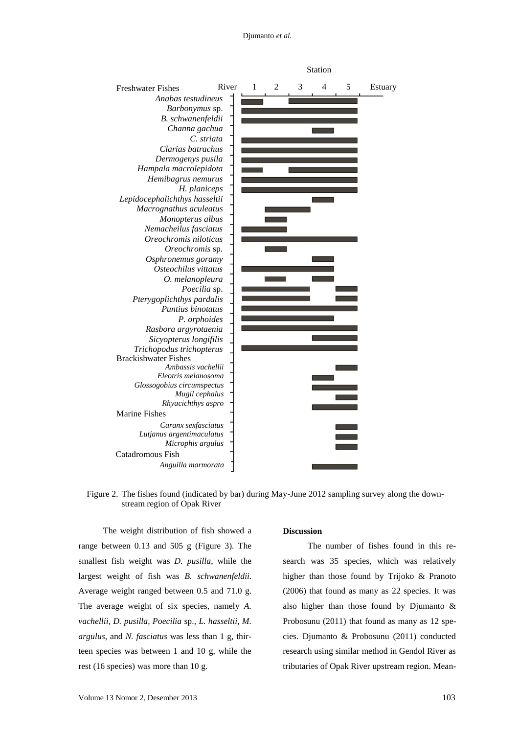| Fish | Station 1 | Station 2 | Station 3 | Station 4 | Station 5 |
|---|---|---|---|---|---|
| **Freshwater Fishes** | | | | | |
| *Anabas testudineus* | ■ | | ■ | ■ | ■ |
| *Barbonymus* sp. | ■ | ■ | ■ | ■ | ■ |
| *B. schwanenfeldii* | ■ | ■ | ■ | ■ | ■ |
| *Channa gachua* | | | | ■ | |
| *C. striata* | ■ | ■ | ■ | ■ | ■ |
| *Clarias batrachus* | ■ | ■ | ■ | ■ | ■ |
| *Dermogenys pusila* | ■ | ■ | ■ | ■ | ■ |
| *Hampala macrolepidota* | ■ | | ■ | ■ | ■ |
| *Hemibagrus nemurus* | ■ | ■ | ■ | ■ | ■ |
| *H. planiceps* | ■ | ■ | ■ | ■ | ■ |
| *Lepidocephalichthys hasseltii* | | | | ■ | |
| *Macrognathus aculeatus* | | ■ | ■ | | |
| *Monopterus albus* | | ■ | | | |
| *Nemacheilus fasciatus* | ■ | ■ | | | |
| *Oreochromis niloticus* | ■ | ■ | ■ | ■ | ■ |
| *Oreochromis* sp. | | ■ | | | |
| *Osphronemus goramy* | | | | ■ | |
| *Osteochilus vittatus* | ■ | ■ | ■ | ■ | |
| *O. melanopleura* | | ■ | | ■ | |
| *Poecilia* sp. | ■ | ■ | ■ | | ■ |
| *Pterygoplichthys pardalis* | ■ | ■ | ■ | | ■ |
| *Puntius binotatus* | ■ | ■ | ■ | ■ | ■ |
| *P. orphoides* | ■ | ■ | ■ | ■ | |
| *Rasbora argyrotaenia* | ■ | ■ | ■ | ■ | ■ |
| *Sicyopterus longifilis* | | | | ■ | ■ |
| *Trichopodus trichopterus* | ■ | ■ | ■ | ■ | ■ |
| **Brackishwater Fishes** | | | | | |
| *Ambassis vachellii* | | | | | ■ |
| *Eleotris melanosoma* | | | | ■ | |
| *Glossogobius circumspectus* | | | | ■ | ■ |
| *Mugil cephalus* | | | | | ■ |
| *Rhyacichthys aspro* | | | | ■ | ■ |
| **Marine Fishes** | | | | | |
| *Caranx sexfasciatus* | | | | | ■ |
| *Lutjanus argentimaculatus* | | | | | ■ |
| *Microphis argulus* | | | | | ■ |
| **Catadromous Fish** | | | | | |
| *Anguilla marmorata* | | | | ■ | ■ |

Figure 2. The fishes found (indicated by bar) during May-June 2012 sampling survey along the downstream region of Opak River

The weight distribution of fish showed a range between 0.13 and 505 g (Figure 3). The smallest fish weight was *D. pusilla*, while the largest weight of fish was *B. schwanenfeldii*. Average weight ranged between 0.5 and 71.0 g. The average weight of six species, namely *A. vachellii*, *D. pusilla*, *Poecilia* sp., *L. hasseltii*, *M. argulus*, and *N. fasciatus* was less than 1 g, thirteen species was between 1 and 10 g, while the rest (16 species) was more than 10 g.

**Discussion**

The number of fishes found in this research was 35 species, which was relatively higher than those found by Trijoko & Pranoto (2006) that found as many as 22 species. It was also higher than those found by Djumanto & Probosunu (2011) that found as many as 12 species. Djumanto & Probosunu (2011) conducted research using similar method in Gendol River as tributaries of Opak River upstream region. Mean-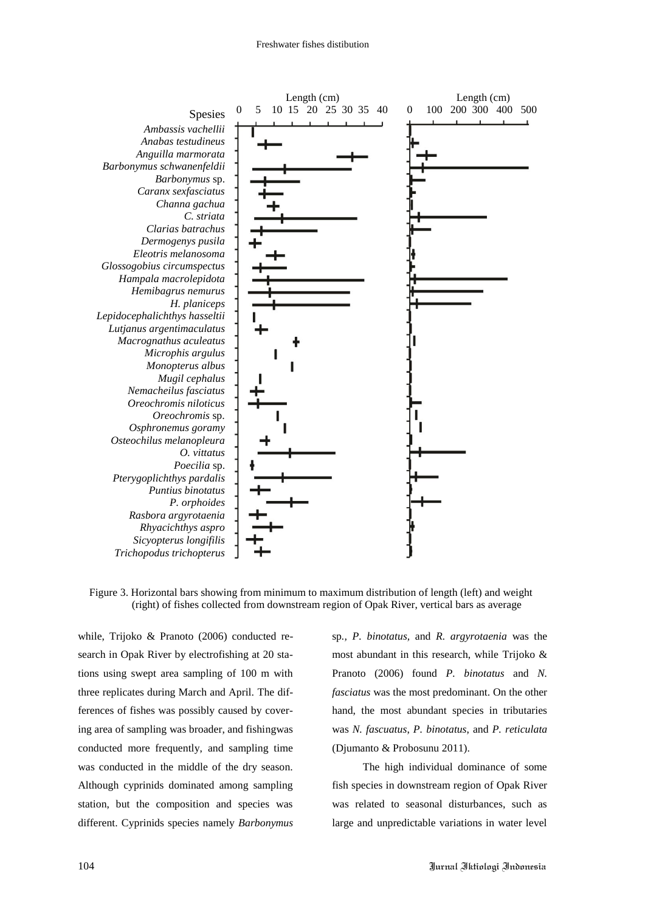Figure 3. Horizontal bars showing from minimum to maximum distribution of length (left) and weight (right) of fishes collected from downstream region of Opak River, vertical bars as average

while, Trijoko & Pranoto (2006) conducted research in Opak River by electrofishing at 20 stations using swept area sampling of 100 m with three replicates during March and April. The differences of fishes was possibly caused by covering area of sampling was broader, and fishingwas conducted more frequently, and sampling time was conducted in the middle of the dry season. Although cyprinids dominated among sampling station, but the composition and species was different. Cyprinids species namely *Barbonymus* sp., *P. binotatus*, and *R. argyrotaenia* was the most abundant in this research, while Trijoko & Pranoto (2006) found *P. binotatus* and *N. fasciatus* was the most predominant. On the other hand, the most abundant species in tributaries was *N. fascuatus*, *P. binotatus*, and *P. reticulata* (Djumanto & Probosunu 2011).

The high individual dominance of some fish species in downstream region of Opak River was related to seasonal disturbances, such as large and unpredictable variations in water level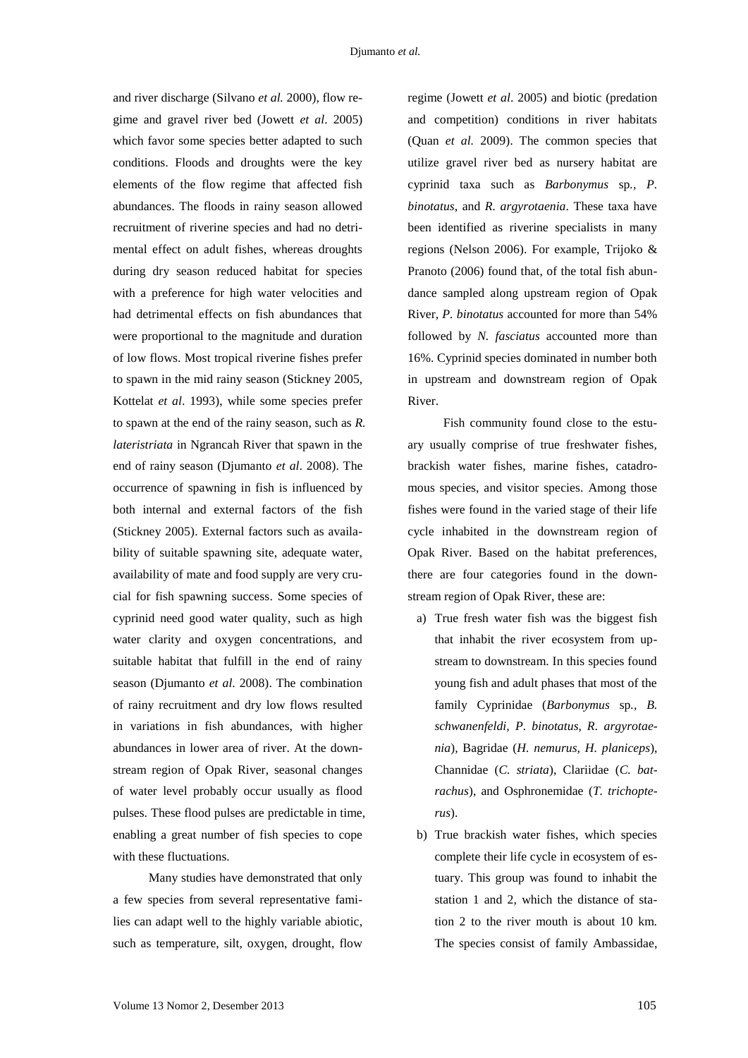and river discharge (Silvano *et al.* 2000), flow regime and gravel river bed (Jowett *et al*. 2005) which favor some species better adapted to such conditions. Floods and droughts were the key elements of the flow regime that affected fish abundances. The floods in rainy season allowed recruitment of riverine species and had no detrimental effect on adult fishes, whereas droughts during dry season reduced habitat for species with a preference for high water velocities and had detrimental effects on fish abundances that were proportional to the magnitude and duration of low flows. Most tropical riverine fishes prefer to spawn in the mid rainy season (Stickney 2005, Kottelat *et al*. 1993), while some species prefer to spawn at the end of the rainy season, such as *R. lateristriata* in Ngrancah River that spawn in the end of rainy season (Djumanto *et al*. 2008). The occurrence of spawning in fish is influenced by both internal and external factors of the fish (Stickney 2005). External factors such as availability of suitable spawning site, adequate water, availability of mate and food supply are very crucial for fish spawning success. Some species of cyprinid need good water quality, such as high water clarity and oxygen concentrations, and suitable habitat that fulfill in the end of rainy season (Djumanto *et al.* 2008). The combination of rainy recruitment and dry low flows resulted in variations in fish abundances, with higher abundances in lower area of river. At the downstream region of Opak River, seasonal changes of water level probably occur usually as flood pulses. These flood pulses are predictable in time, enabling a great number of fish species to cope with these fluctuations.

Many studies have demonstrated that only a few species from several representative families can adapt well to the highly variable abiotic, such as temperature, silt, oxygen, drought, flow regime (Jowett *et al*. 2005) and biotic (predation and competition) conditions in river habitats (Quan *et al.* 2009). The common species that utilize gravel river bed as nursery habitat are cyprinid taxa such as *Barbonymus* sp*.*, *P. binotatus*, and *R. argyrotaenia*. These taxa have been identified as riverine specialists in many regions (Nelson 2006). For example, Trijoko & Pranoto (2006) found that, of the total fish abundance sampled along upstream region of Opak River, *P. binotatus* accounted for more than 54% followed by *N. fasciatus* accounted more than 16%. Cyprinid species dominated in number both in upstream and downstream region of Opak River.

Fish community found close to the estuary usually comprise of true freshwater fishes, brackish water fishes, marine fishes, catadromous species, and visitor species. Among those fishes were found in the varied stage of their life cycle inhabited in the downstream region of Opak River. Based on the habitat preferences, there are four categories found in the downstream region of Opak River, these are:

a) True fresh water fish was the biggest fish that inhabit the river ecosystem from upstream to downstream. In this species found young fish and adult phases that most of the family Cyprinidae (*Barbonymus* sp*., B. schwanenfeldi*, *P. binotatus*, *R. argyrotaenia*), Bagridae (*H. nemurus, H. planiceps*), Channidae (*C. striata*), Clariidae (*C. batrachus*), and Osphronemidae (*T. trichopterus*).
b) True brackish water fishes, which species complete their life cycle in ecosystem of estuary. This group was found to inhabit the station 1 and 2, which the distance of station 2 to the river mouth is about 10 km. The species consist of family Ambassidae,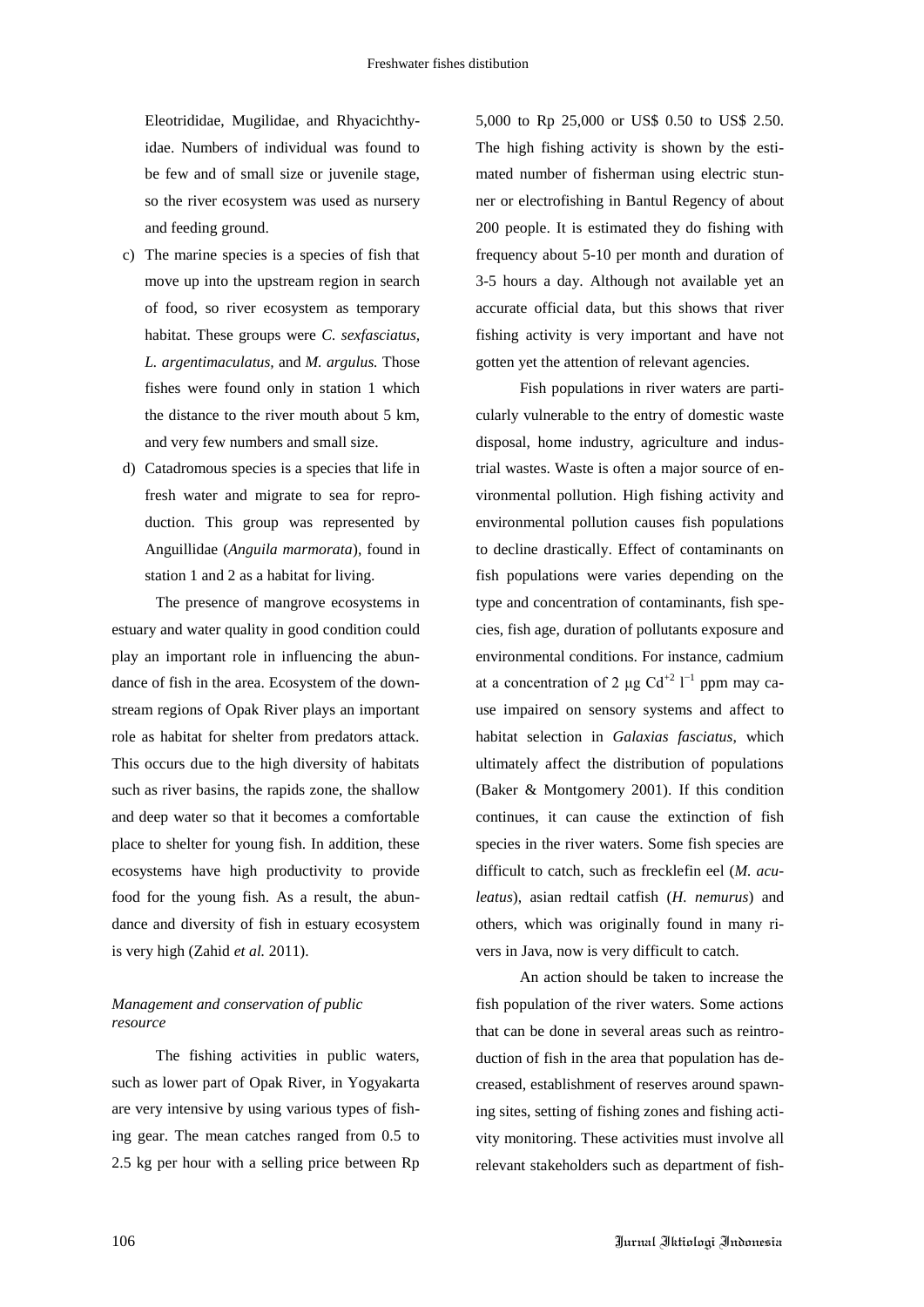Eleotrididae, Mugilidae, and Rhyacichthyidae. Numbers of individual was found to be few and of small size or juvenile stage, so the river ecosystem was used as nursery and feeding ground.

c) The marine species is a species of fish that move up into the upstream region in search of food, so river ecosystem as temporary habitat. These groups were *C. sexfasciatus*, *L. argentimaculatus*, and *M. argulus.* Those fishes were found only in station 1 which the distance to the river mouth about 5 km, and very few numbers and small size.

d) Catadromous species is a species that life in fresh water and migrate to sea for reproduction. This group was represented by Anguillidae (*Anguila marmorata*), found in station 1 and 2 as a habitat for living.

The presence of mangrove ecosystems in estuary and water quality in good condition could play an important role in influencing the abundance of fish in the area. Ecosystem of the downstream regions of Opak River plays an important role as habitat for shelter from predators attack. This occurs due to the high diversity of habitats such as river basins, the rapids zone, the shallow and deep water so that it becomes a comfortable place to shelter for young fish. In addition, these ecosystems have high productivity to provide food for the young fish. As a result, the abundance and diversity of fish in estuary ecosystem is very high (Zahid *et al.* 2011).

*Management and conservation of public resource*

The fishing activities in public waters, such as lower part of Opak River, in Yogyakarta are very intensive by using various types of fishing gear. The mean catches ranged from 0.5 to 2.5 kg per hour with a selling price between Rp 5,000 to Rp 25,000 or US$ 0.50 to US$ 2.50. The high fishing activity is shown by the estimated number of fisherman using electric stunner or electrofishing in Bantul Regency of about 200 people. It is estimated they do fishing with frequency about 5-10 per month and duration of 3-5 hours a day. Although not available yet an accurate official data, but this shows that river fishing activity is very important and have not gotten yet the attention of relevant agencies.

Fish populations in river waters are particularly vulnerable to the entry of domestic waste disposal, home industry, agriculture and industrial wastes. Waste is often a major source of environmental pollution. High fishing activity and environmental pollution causes fish populations to decline drastically. Effect of contaminants on fish populations were varies depending on the type and concentration of contaminants, fish species, fish age, duration of pollutants exposure and environmental conditions. For instance, cadmium at a concentration of 2 μg $Cd^{+2}$ $l^{-1}$ ppm may cause impaired on sensory systems and affect to habitat selection in *Galaxias fasciatus*, which ultimately affect the distribution of populations (Baker & Montgomery 2001). If this condition continues, it can cause the extinction of fish species in the river waters. Some fish species are difficult to catch, such as frecklefin eel (*M. aculeatus*), asian redtail catfish (*H. nemurus*) and others, which was originally found in many rivers in Java, now is very difficult to catch.

An action should be taken to increase the fish population of the river waters. Some actions that can be done in several areas such as reintroduction of fish in the area that population has decreased, establishment of reserves around spawning sites, setting of fishing zones and fishing activity monitoring. These activities must involve all relevant stakeholders such as department of fish-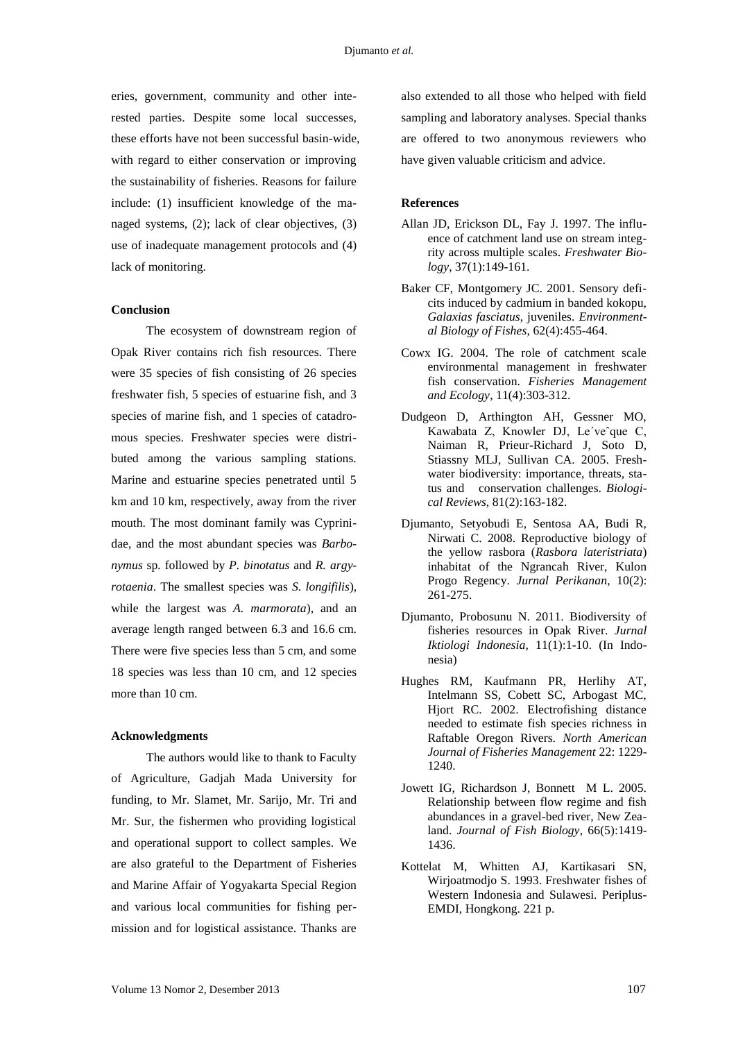eries, government, community and other interested parties. Despite some local successes, these efforts have not been successful basin-wide, with regard to either conservation or improving the sustainability of fisheries. Reasons for failure include: (1) insufficient knowledge of the managed systems, (2); lack of clear objectives, (3) use of inadequate management protocols and (4) lack of monitoring.

#### Conclusion

The ecosystem of downstream region of Opak River contains rich fish resources. There were 35 species of fish consisting of 26 species freshwater fish, 5 species of estuarine fish, and 3 species of marine fish, and 1 species of catadromous species. Freshwater species were distributed among the various sampling stations. Marine and estuarine species penetrated until 5 km and 10 km, respectively, away from the river mouth. The most dominant family was Cyprinidae, and the most abundant species was *Barbonymus* sp. followed by *P. binotatus* and *R. argyrotaenia*. The smallest species was *S. longifilis*), while the largest was *A. marmorata*), and an average length ranged between 6.3 and 16.6 cm. There were five species less than 5 cm, and some 18 species was less than 10 cm, and 12 species more than 10 cm.

#### Acknowledgments

The authors would like to thank to Faculty of Agriculture, Gadjah Mada University for funding, to Mr. Slamet, Mr. Sarijo, Mr. Tri and Mr. Sur, the fishermen who providing logistical and operational support to collect samples. We are also grateful to the Department of Fisheries and Marine Affair of Yogyakarta Special Region and various local communities for fishing permission and for logistical assistance. Thanks are also extended to all those who helped with field sampling and laboratory analyses. Special thanks are offered to two anonymous reviewers who have given valuable criticism and advice.

#### References

Allan JD, Erickson DL, Fay J. 1997. The influence of catchment land use on stream integrity across multiple scales. *Freshwater Biology*, 37(1):149-161.

Baker CF, Montgomery JC. 2001. Sensory deficits induced by cadmium in banded kokopu, *Galaxias fasciatus*, juveniles. *Environmental Biology of Fishes*, 62(4):455-464.

Cowx IG. 2004. The role of catchment scale environmental management in freshwater fish conservation. *Fisheries Management and Ecology*, 11(4):303-312.

Dudgeon D, Arthington AH, Gessner MO, Kawabata Z, Knowler DJ, Le´veˆque C, Naiman R, Prieur-Richard J, Soto D, Stiassny MLJ, Sullivan CA. 2005. Freshwater biodiversity: importance, threats, status and conservation challenges. *Biological Reviews*, 81(2):163-182.

Djumanto, Setyobudi E, Sentosa AA, Budi R, Nirwati C. 2008. Reproductive biology of the yellow rasbora (*Rasbora lateristriata*) inhabitat of the Ngrancah River, Kulon Progo Regency. *Jurnal Perikanan*, 10(2): 261-275.

Djumanto, Probosunu N. 2011. Biodiversity of fisheries resources in Opak River. *Jurnal Iktiologi Indonesia*, 11(1):1-10. (In Indonesia)

Hughes RM, Kaufmann PR, Herlihy AT, Intelmann SS, Cobett SC, Arbogast MC, Hjort RC. 2002. Electrofishing distance needed to estimate fish species richness in Raftable Oregon Rivers. *North American Journal of Fisheries Management* 22: 1229-1240.

Jowett IG, Richardson J, Bonnett M L. 2005. Relationship between flow regime and fish abundances in a gravel-bed river, New Zealand. *Journal of Fish Biology*, 66(5):1419-1436.

Kottelat M, Whitten AJ, Kartikasari SN, Wirjoatmodjo S. 1993. Freshwater fishes of Western Indonesia and Sulawesi. Periplus-EMDI, Hongkong. 221 p.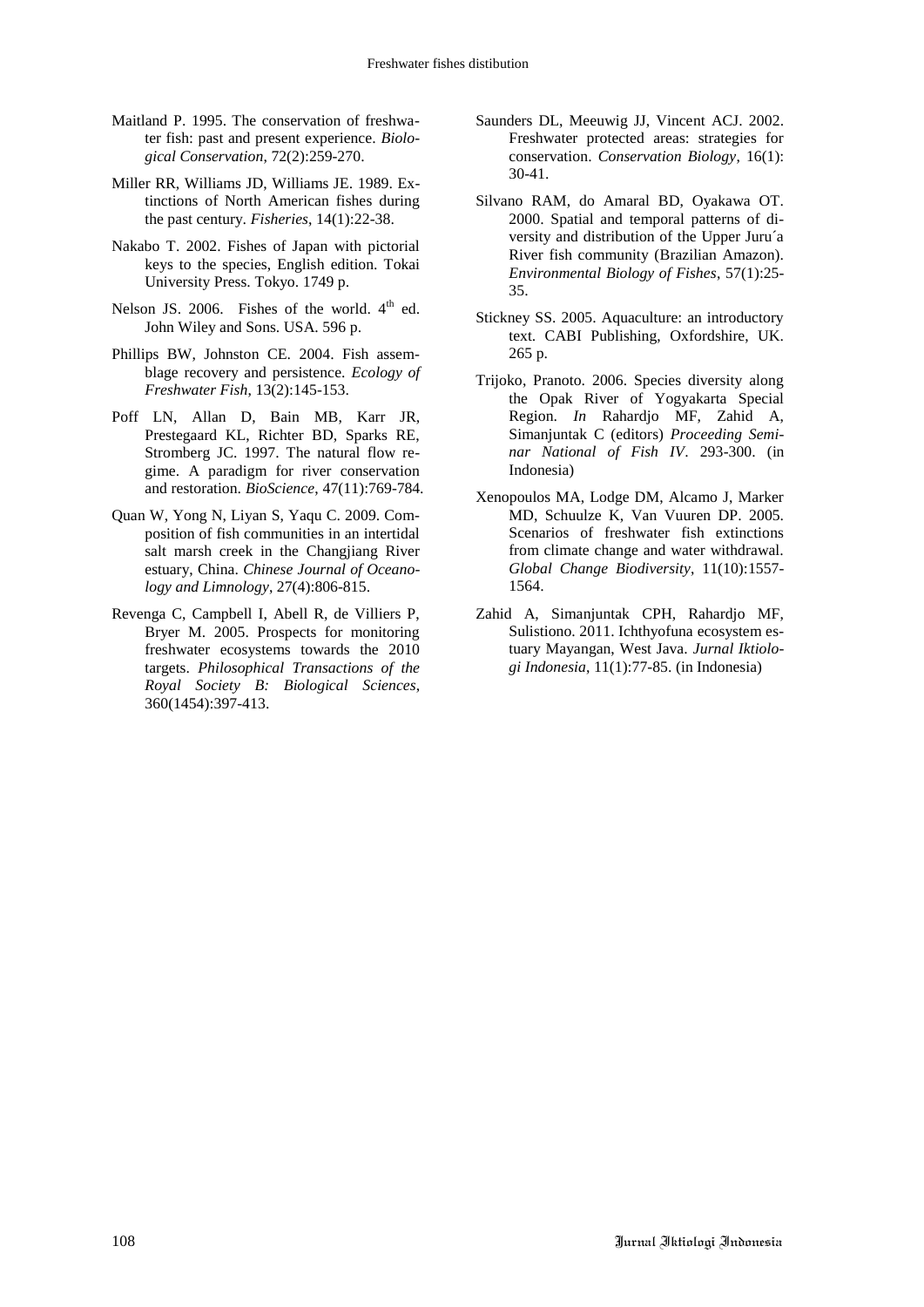Maitland P. 1995. The conservation of freshwater fish: past and present experience. *Biological Conservation*, 72(2):259-270.

Miller RR, Williams JD, Williams JE. 1989. Extinctions of North American fishes during the past century. *Fisheries*, 14(1):22-38.

Nakabo T. 2002. Fishes of Japan with pictorial keys to the species, English edition. Tokai University Press. Tokyo. 1749 p.

Nelson JS. 2006. Fishes of the world. 4th ed. John Wiley and Sons. USA. 596 p.

Phillips BW, Johnston CE. 2004. Fish assemblage recovery and persistence. *Ecology of Freshwater Fish*, 13(2):145-153.

Poff LN, Allan D, Bain MB, Karr JR, Prestegaard KL, Richter BD, Sparks RE, Stromberg JC. 1997. The natural flow regime. A paradigm for river conservation and restoration. *BioScience*, 47(11):769-784.

Quan W, Yong N, Liyan S, Yaqu C. 2009. Composition of fish communities in an intertidal salt marsh creek in the Changjiang River estuary, China. *Chinese Journal of Oceanology and Limnology*, 27(4):806-815.

Revenga C, Campbell I, Abell R, de Villiers P, Bryer M. 2005. Prospects for monitoring freshwater ecosystems towards the 2010 targets. *Philosophical Transactions of the Royal Society B: Biological Sciences*, 360(1454):397-413.

Saunders DL, Meeuwig JJ, Vincent ACJ. 2002. Freshwater protected areas: strategies for conservation. *Conservation Biology*, 16(1): 30-41.

Silvano RAM, do Amaral BD, Oyakawa OT. 2000. Spatial and temporal patterns of diversity and distribution of the Upper Juru´a River fish community (Brazilian Amazon). *Environmental Biology of Fishes*, 57(1):25-35.

Stickney SS. 2005. Aquaculture: an introductory text. CABI Publishing, Oxfordshire, UK. 265 p.

Trijoko, Pranoto. 2006. Species diversity along the Opak River of Yogyakarta Special Region. *In* Rahardjo MF, Zahid A, Simanjuntak C (editors) *Proceeding Seminar National of Fish IV*. 293-300. (in Indonesia)

Xenopoulos MA, Lodge DM, Alcamo J, Marker MD, Schuulze K, Van Vuuren DP. 2005. Scenarios of freshwater fish extinctions from climate change and water withdrawal. *Global Change Biodiversity*, 11(10):1557-1564.

Zahid A, Simanjuntak CPH, Rahardjo MF, Sulistiono. 2011. Ichthyofuna ecosystem estuary Mayangan, West Java. *Jurnal Iktiologi Indonesia*, 11(1):77-85. (in Indonesia)